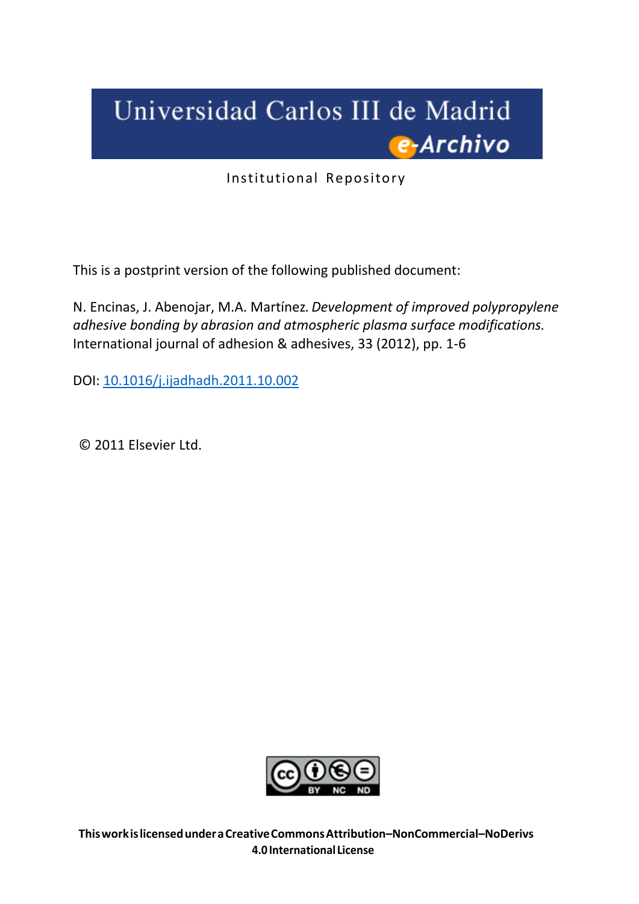Universidad Carlos III de Madrid

e-Archivo

Institutional Repository

This is a postprint version of the following published document:

N. Encinas, J. Abenojar, M.A. Martínez. *Development of improved polypropylene adhesive bonding by abrasion and atmospheric plasma surface modifications.* International journal of adhesion & adhesives, 33 (2012), pp. 1-6

DOI: [10.1016/j.ijadhadh.2011.10.002](https://doi.org/10.1016/j.ijadhadh.2011.10.002)

© 2011 Elsevier Ltd.

**This work is licensed under a Creative Commons Attribution–NonCommercial–NoDerivs 4.0 International License**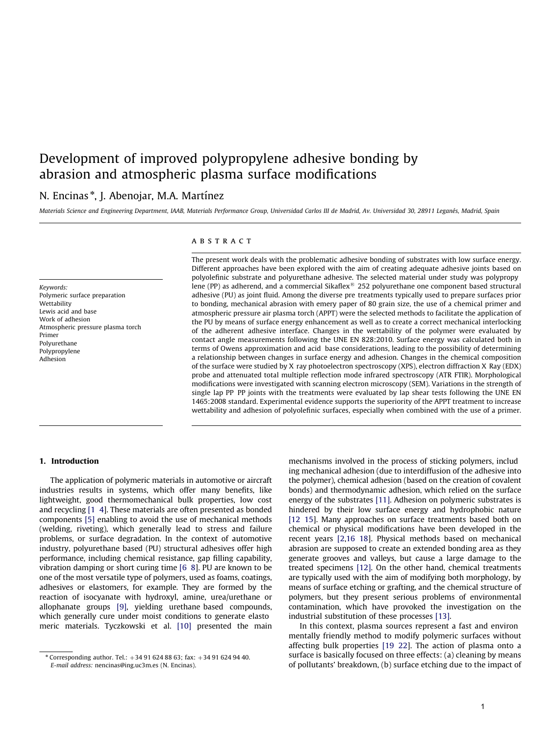# Development of improved polypropylene adhesive bonding by abrasion and atmospheric plasma surface modifications

N. Encinas *, J. Abenojar, M.A. Martínez

*Materials Science and Engineering Department, IAAB, Materials Performance Group, Universidad Carlos III de Madrid, Av. Universidad 30, 28911 Leganés, Madrid, Spain*

**Keywords:**
Polymeric surface preparation
Wettability
Lewis acid and base
Work of adhesion
Atmospheric pressure plasma torch
Primer
Polyurethane
Polypropylene
Adhesion

## ABSTRACT

The present work deals with the problematic adhesive bonding of substrates with low surface energy. Different approaches have been explored with the aim of creating adequate adhesive joints based on polyolefinic substrate and polyurethane adhesive. The selected material under study was polypropylene (PP) as adherend, and a commercial Sikaflex® 252 polyurethane one component based structural adhesive (PU) as joint fluid. Among the diverse pre treatments typically used to prepare surfaces prior to bonding, mechanical abrasion with emery paper of 80 grain size, the use of a chemical primer and atmospheric pressure air plasma torch (APPT) were the selected methods to facilitate the application of the PU by means of surface energy enhancement as well as to create a correct mechanical interlocking of the adherent adhesive interface. Changes in the wettability of the polymer were evaluated by contact angle measurements following the UNE EN 828:2010. Surface energy was calculated both in terms of Owens approximation and acid base considerations, leading to the possibility of determining a relationship between changes in surface energy and adhesion. Changes in the chemical composition of the surface were studied by X ray photoelectron spectroscopy (XPS), electron diffraction X Ray (EDX) probe and attenuated total multiple reflection mode infrared spectroscopy (ATR FTIR). Morphological modifications were investigated with scanning electron microscopy (SEM). Variations in the strength of single lap PP PP joints with the treatments were evaluated by lap shear tests following the UNE EN 1465:2008 standard. Experimental evidence supports the superiority of the APPT treatment to increase wettability and adhesion of polyolefinic surfaces, especially when combined with the use of a primer.

## 1. Introduction

The application of polymeric materials in automotive or aircraft industries results in systems, which offer many benefits, like lightweight, good thermomechanical bulk properties, low cost and recycling [1 4]. These materials are often presented as bonded components [5] enabling to avoid the use of mechanical methods (welding, riveting), which generally lead to stress and failure problems, or surface degradation. In the context of automotive industry, polyurethane based (PU) structural adhesives offer high performance, including chemical resistance, gap filling capability, vibration damping or short curing time [6 8]. PU are known to be one of the most versatile type of polymers, used as foams, coatings, adhesives or elastomers, for example. They are formed by the reaction of isocyanate with hydroxyl, amine, urea/urethane or allophanate groups [9], yielding urethane based compounds, which generally cure under moist conditions to generate elastomeric materials. Tyczkowski et al. [10] presented the main mechanisms involved in the process of sticking polymers, including mechanical adhesion (due to interdiffusion of the adhesive into the polymer), chemical adhesion (based on the creation of covalent bonds) and thermodynamic adhesion, which relied on the surface energy of the substrates [11]. Adhesion on polymeric substrates is hindered by their low surface energy and hydrophobic nature [12 15]. Many approaches on surface treatments based both on chemical or physical modifications have been developed in the recent years [2,16 18]. Physical methods based on mechanical abrasion are supposed to create an extended bonding area as they generate grooves and valleys, but cause a large damage to the treated specimens [12]. On the other hand, chemical treatments are typically used with the aim of modifying both morphology, by means of surface etching or grafting, and the chemical structure of polymers, but they present serious problems of environmental contamination, which have provoked the investigation on the industrial substitution of these processes [13].

In this context, plasma sources represent a fast and environmentally friendly method to modify polymeric surfaces without affecting bulk properties [19 22]. The action of plasma onto a surface is basically focused on three effects: (a) cleaning by means of pollutants' breakdown, (b) surface etching due to the impact of

\* Corresponding author. Tel.: +34 91 624 88 63; fax: +34 91 624 94 40.
*E-mail address:* nencinas@ing.uc3m.es (N. Encinas).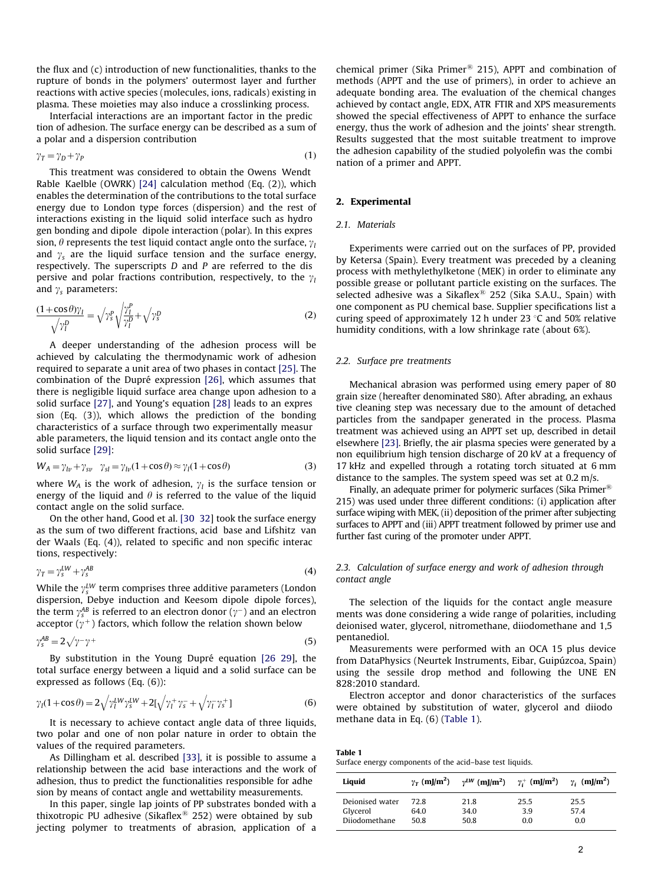the flux and (c) introduction of new functionalities, thanks to the rupture of bonds in the polymers' outermost layer and further reactions with active species (molecules, ions, radicals) existing in plasma. These moieties may also induce a crosslinking process.

Interfacial interactions are an important factor in the prediction of adhesion. The surface energy can be described as a sum of a polar and a dispersion contribution

$$\gamma_T = \gamma_D + \gamma_P \tag{1}$$

This treatment was considered to obtain the Owens Wendt Rable Kaelble (OWRK) [24] calculation method (Eq. (2)), which enables the determination of the contributions to the total surface energy due to London type forces (dispersion) and the rest of interactions existing in the liquid solid interface such as hydrogen bonding and dipole dipole interaction (polar). In this expression, $\theta$ represents the test liquid contact angle onto the surface, $\gamma_l$ and $\gamma_s$ are the liquid surface tension and the surface energy, respectively. The superscripts $D$ and $P$ are referred to the dispersive and polar fractions contribution, respectively, to the $\gamma_l$ and $\gamma_s$ parameters:

$$\frac{(1+\cos\theta)\gamma_l}{\sqrt{\gamma_l^D}} = \sqrt{\gamma_s^P}\sqrt{\frac{\gamma_l^P}{\gamma_l^D}} + \sqrt{\gamma_s^D} \tag{2}$$

A deeper understanding of the adhesion process will be achieved by calculating the thermodynamic work of adhesion required to separate a unit area of two phases in contact [25]. The combination of the Dupré expression [26], which assumes that there is negligible liquid surface area change upon adhesion to a solid surface [27], and Young's equation [28] leads to an expression (Eq. (3)), which allows the prediction of the bonding characteristics of a surface through two experimentally measurable parameters, the liquid tension and its contact angle onto the solid surface [29]:

$$W_A = \gamma_{lv} + \gamma_{sv} \quad \gamma_{sl} = \gamma_{lv}(1+\cos\theta) \approx \gamma_l(1+\cos\theta) \tag{3}$$

where $W_A$ is the work of adhesion, $\gamma_l$ is the surface tension or energy of the liquid and $\theta$ is referred to the value of the liquid contact angle on the solid surface.

On the other hand, Good et al. [30 32] took the surface energy as the sum of two different fractions, acid base and Lifshitz van der Waals (Eq. (4)), related to specific and non specific interactions, respectively:

$$\gamma_T = \gamma_s^{LW} + \gamma_s^{AB} \tag{4}$$

While the $\gamma_s^{LW}$ term comprises three additive parameters (London dispersion, Debye induction and Keesom dipole dipole forces), the term $\gamma_s^{AB}$ is referred to an electron donor ($\gamma^-$) and an electron acceptor ($\gamma^+$) factors, which follow the relation shown below

$$\gamma_s^{AB} = 2\sqrt{\gamma^-\gamma^+} \tag{5}$$

By substitution in the Young Dupré equation [26 29], the total surface energy between a liquid and a solid surface can be expressed as follows (Eq. (6)):

$$\gamma_l(1+\cos\theta) = 2\sqrt{\gamma_l^{LW}\gamma_s^{LW}} + 2[\sqrt{\gamma_l^+\gamma_s^-} + \sqrt{\gamma_l^-\gamma_s^+}] \tag{6}$$

It is necessary to achieve contact angle data of three liquids, two polar and one of non polar nature in order to obtain the values of the required parameters.

As Dillingham et al. described [33], it is possible to assume a relationship between the acid base interactions and the work of adhesion, thus to predict the functionalities responsible for adhesion by means of contact angle and wettability measurements.

In this paper, single lap joints of PP substrates bonded with a thixotropic PU adhesive (Sikaflex® 252) were obtained by subjecting polymer to treatments of abrasion, application of a chemical primer (Sika Primer® 215), APPT and combination of methods (APPT and the use of primers), in order to achieve an adequate bonding area. The evaluation of the chemical changes achieved by contact angle, EDX, ATR FTIR and XPS measurements showed the special effectiveness of APPT to enhance the surface energy, thus the work of adhesion and the joints' shear strength. Results suggested that the most suitable treatment to improve the adhesion capability of the studied polyolefin was the combination of a primer and APPT.

## 2. Experimental

### 2.1. Materials

Experiments were carried out on the surfaces of PP, provided by Ketersa (Spain). Every treatment was preceded by a cleaning process with methylethylketone (MEK) in order to eliminate any possible grease or pollutant particle existing on the surfaces. The selected adhesive was a Sikaflex® 252 (Sika S.A.U., Spain) with one component as PU chemical base. Supplier specifications list a curing speed of approximately 12 h under 23 °C and 50% relative humidity conditions, with a low shrinkage rate (about 6%).

### 2.2. Surface pre treatments

Mechanical abrasion was performed using emery paper of 80 grain size (hereafter denominated S80). After abrading, an exhaustive cleaning step was necessary due to the amount of detached particles from the sandpaper generated in the process. Plasma treatment was achieved using an APPT set up, described in detail elsewhere [23]. Briefly, the air plasma species were generated by a non equilibrium high tension discharge of 20 kV at a frequency of 17 kHz and expelled through a rotating torch situated at 6 mm distance to the samples. The system speed was set at 0.2 m/s.

Finally, an adequate primer for polymeric surfaces (Sika Primer® 215) was used under three different conditions: (i) application after surface wiping with MEK, (ii) deposition of the primer after subjecting surfaces to APPT and (iii) APPT treatment followed by primer use and further fast curing of the promoter under APPT.

### 2.3. Calculation of surface energy and work of adhesion through contact angle

The selection of the liquids for the contact angle measurements was done considering a wide range of polarities, including deionised water, glycerol, nitromethane, diiodomethane and 1,5 pentanediol.

Measurements were performed with an OCA 15 plus device from DataPhysics (Neurtek Instruments, Eibar, Guipúzcoa, Spain) using the sessile drop method and following the UNE EN 828:2010 standard.

Electron acceptor and donor characteristics of the surfaces were obtained by substitution of water, glycerol and diiodomethane data in Eq. (6) (Table 1).

**Table 1**
Surface energy components of the acid–base test liquids.

| Liquid | $\gamma_T$ (mJ/m²) | $\gamma^{LW}$ (mJ/m²) | $\gamma_l^+$ (mJ/m²) | $\gamma_l^-$ (mJ/m²) |
|---|---|---|---|---|
| Deionised water | 72.8 | 21.8 | 25.5 | 25.5 |
| Glycerol | 64.0 | 34.0 | 3.9 | 57.4 |
| Diiodomethane | 50.8 | 50.8 | 0.0 | 0.0 |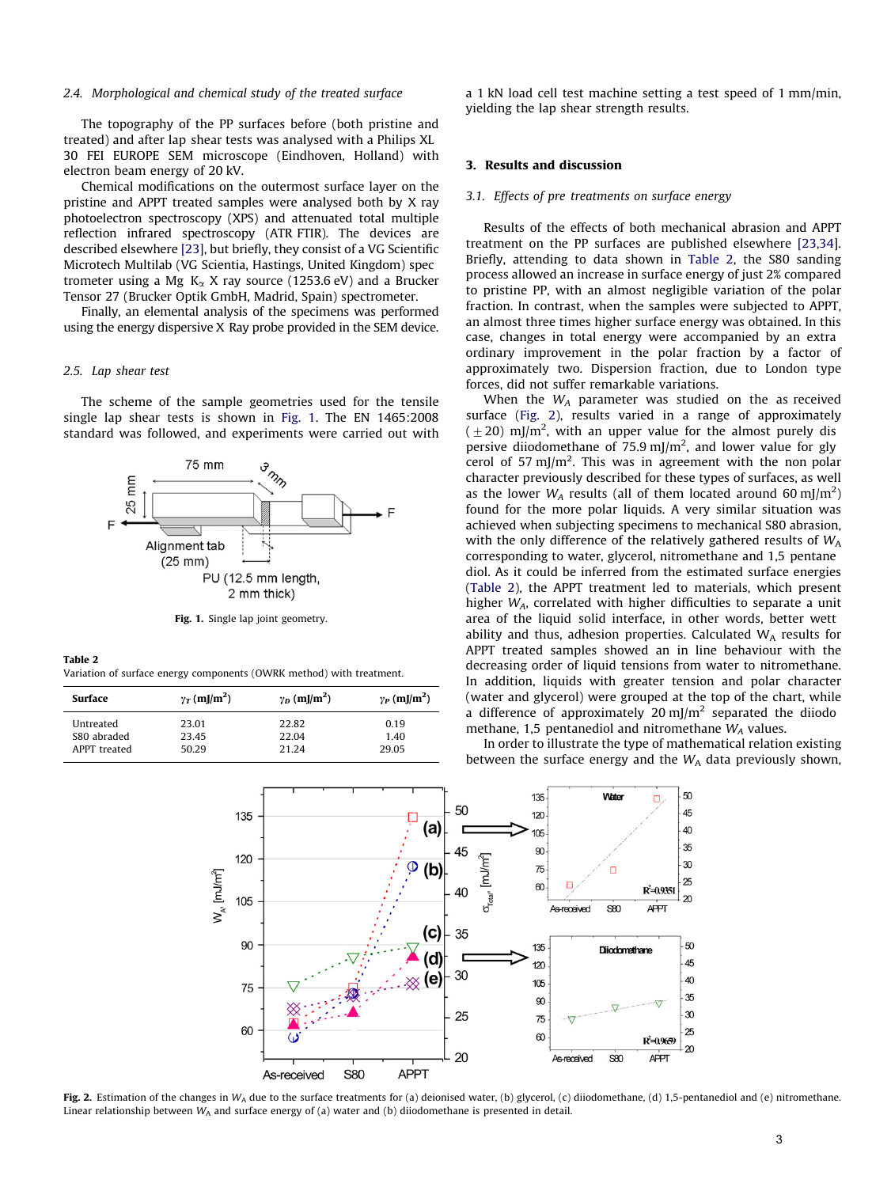### 2.4. Morphological and chemical study of the treated surface

The topography of the PP surfaces before (both pristine and treated) and after lap shear tests was analysed with a Philips XL 30 FEI EUROPE SEM microscope (Eindhoven, Holland) with electron beam energy of 20 kV.

Chemical modifications on the outermost surface layer on the pristine and APPT treated samples were analysed both by X ray photoelectron spectroscopy (XPS) and attenuated total multiple reflection infrared spectroscopy (ATR FTIR). The devices are described elsewhere [23], but briefly, they consist of a VG Scientific Microtech Multilab (VG Scientia, Hastings, United Kingdom) spectrometer using a Mg $K_\alpha$ X ray source (1253.6 eV) and a Brucker Tensor 27 (Brucker Optik GmbH, Madrid, Spain) spectrometer.

Finally, an elemental analysis of the specimens was performed using the energy dispersive X Ray probe provided in the SEM device.

### 2.5. Lap shear test

The scheme of the sample geometries used for the tensile single lap shear tests is shown in Fig. 1. The EN 1465:2008 standard was followed, and experiments were carried out with a 1 kN load cell test machine setting a test speed of 1 mm/min, yielding the lap shear strength results.

Fig. 1. Single lap joint geometry.

Table 2
Variation of surface energy components (OWRK method) with treatment.

| Surface | $\gamma_T$ (mJ/m$^2$) | $\gamma_D$ (mJ/m$^2$) | $\gamma_P$ (mJ/m$^2$) |
|---|---|---|---|
| Untreated | 23.01 | 22.82 | 0.19 |
| S80 abraded | 23.45 | 22.04 | 1.40 |
| APPT treated | 50.29 | 21.24 | 29.05 |

## 3. Results and discussion

### 3.1. Effects of pre treatments on surface energy

Results of the effects of both mechanical abrasion and APPT treatment on the PP surfaces are published elsewhere [23,34]. Briefly, attending to data shown in Table 2, the S80 sanding process allowed an increase in surface energy of just 2% compared to pristine PP, with an almost negligible variation of the polar fraction. In contrast, when the samples were subjected to APPT, an almost three times higher surface energy was obtained. In this case, changes in total energy were accompanied by an extra ordinary improvement in the polar fraction by a factor of approximately two. Dispersion fraction, due to London type forces, did not suffer remarkable variations.

When the $W_A$ parameter was studied on the as received surface (Fig. 2), results varied in a range of approximately ($\pm$20) mJ/m$^2$, with an upper value for the almost purely dispersive diiodomethane of 75.9 mJ/m$^2$, and lower value for glycerol of 57 mJ/m$^2$. This was in agreement with the non polar character previously described for these types of surfaces, as well as the lower $W_A$ results (all of them located around 60 mJ/m$^2$) found for the more polar liquids. A very similar situation was achieved when subjecting specimens to mechanical S80 abrasion, with the only difference of the relatively gathered results of $W_A$ corresponding to water, glycerol, nitromethane and 1,5 pentanediol. As it could be inferred from the estimated surface energies (Table 2), the APPT treatment led to materials, which present higher $W_A$, correlated with higher difficulties to separate a unit area of the liquid solid interface, in other words, better wettability and thus, adhesion properties. Calculated $W_A$ results for APPT treated samples showed an in line behaviour with the decreasing order of liquid tensions from water to nitromethane. In addition, liquids with greater tension and polar character (water and glycerol) were grouped at the top of the chart, while a difference of approximately 20 mJ/m$^2$ separated the diiodomethane, 1,5 pentanediol and nitromethane $W_A$ values.

In order to illustrate the type of mathematical relation existing between the surface energy and the $W_A$ data previously shown,

Fig. 2. Estimation of the changes in $W_A$ due to the surface treatments for (a) deionised water, (b) glycerol, (c) diiodomethane, (d) 1,5-pentanediol and (e) nitromethane. Linear relationship between $W_A$ and surface energy of (a) water and (b) diiodomethane is presented in detail.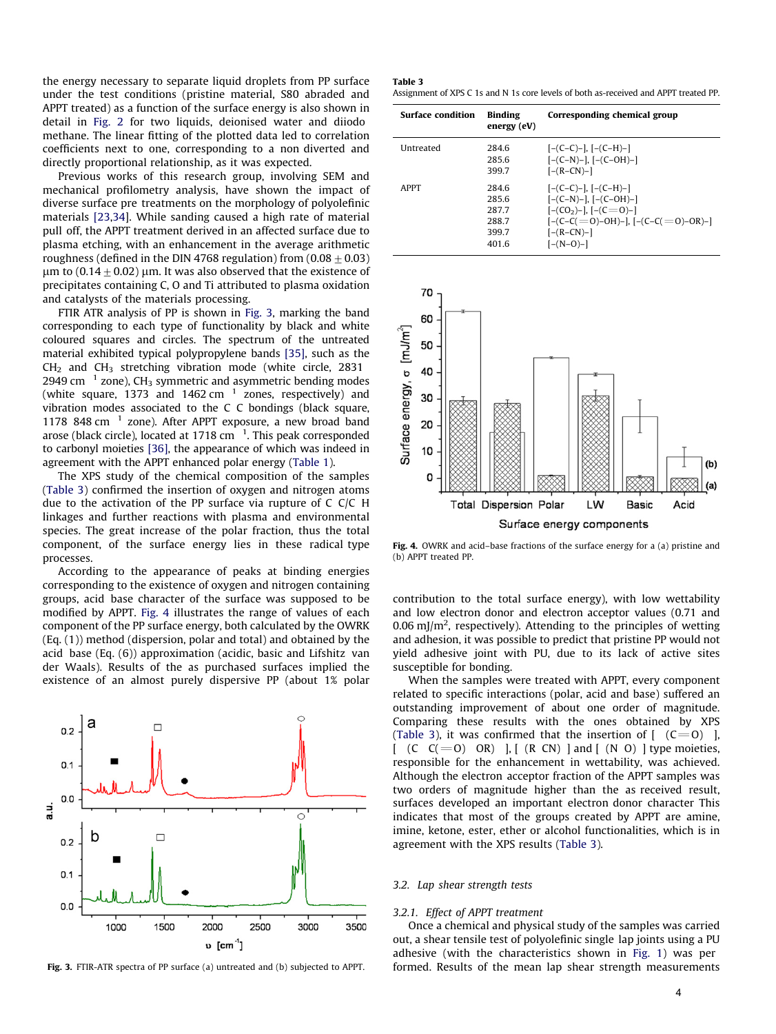the energy necessary to separate liquid droplets from PP surface under the test conditions (pristine material, S80 abraded and APPT treated) as a function of the surface energy is also shown in detail in Fig. 2 for two liquids, deionised water and diiodo methane. The linear fitting of the plotted data led to correlation coefficients next to one, corresponding to a non diverted and directly proportional relationship, as it was expected.

Previous works of this research group, involving SEM and mechanical profilometry analysis, have shown the impact of diverse surface pre treatments on the morphology of polyolefinic materials [23,34]. While sanding caused a high rate of material pull off, the APPT treatment derived in an affected surface due to plasma etching, with an enhancement in the average arithmetic roughness (defined in the DIN 4768 regulation) from ($0.08 \pm 0.03$) μm to ($0.14 \pm 0.02$) μm. It was also observed that the existence of precipitates containing C, O and Ti attributed to plasma oxidation and catalysts of the materials processing.

FTIR ATR analysis of PP is shown in Fig. 3, marking the band corresponding to each type of functionality by black and white coloured squares and circles. The spectrum of the untreated material exhibited typical polypropylene bands [35], such as the $CH_2$ and $CH_3$ stretching vibration mode (white circle, 2831 2949 $cm^{-1}$ zone), $CH_3$ symmetric and asymmetric bending modes (white square, 1373 and 1462 $cm^{-1}$ zones, respectively) and vibration modes associated to the C C bondings (black square, 1178 848 $cm^{-1}$ zone). After APPT exposure, a new broad band arose (black circle), located at 1718 $cm^{-1}$. This peak corresponded to carbonyl moieties [36], the appearance of which was indeed in agreement with the APPT enhanced polar energy (Table 1).

The XPS study of the chemical composition of the samples (Table 3) confirmed the insertion of oxygen and nitrogen atoms due to the activation of the PP surface via rupture of C C/C H linkages and further reactions with plasma and environmental species. The great increase of the polar fraction, thus the total component, of the surface energy lies in these radical type processes.

According to the appearance of peaks at binding energies corresponding to the existence of oxygen and nitrogen containing groups, acid base character of the surface was supposed to be modified by APPT. Fig. 4 illustrates the range of values of each component of the PP surface energy, both calculated by the OWRK (Eq. (1)) method (dispersion, polar and total) and obtained by the acid base (Eq. (6)) approximation (acidic, basic and Lifshitz van der Waals). Results of the as purchased surfaces implied the existence of an almost purely dispersive PP (about 1% polar

Fig. 3. FTIR-ATR spectra of PP surface (a) untreated and (b) subjected to APPT.

**Table 3**
Assignment of XPS C 1s and N 1s core levels of both as-received and APPT treated PP.

| Surface condition | Binding energy (eV) | Corresponding chemical group |
|---|---|---|
| Untreated | 284.6 | [–(C–C)–], [–(C–H)–] |
| | 285.6 | [–(C–N)–], [–(C–OH)–] |
| | 399.7 | [–(R–CN)–] |
| APPT | 284.6 | [–(C–C)–], [–(C–H)–] |
| | 285.6 | [–(C–N)–], [–(C–OH)–] |
| | 287.7 | [–(CO₂)–], [–(C=O)–] |
| | 288.7 | [–(C–C(=O)–OH)–], [–(C–C(=O)–OR)–] |
| | 399.7 | [–(R–CN)–] |
| | 401.6 | [–(N–O)–] |

Fig. 4. OWRK and acid–base fractions of the surface energy for a (a) pristine and (b) APPT treated PP.

contribution to the total surface energy), with low wettability and low electron donor and electron acceptor values (0.71 and 0.06 $mJ/m^2$, respectively). Attending to the principles of wetting and adhesion, it was possible to predict that pristine PP would not yield adhesive joint with PU, due to its lack of active sites susceptible for bonding.

When the samples were treated with APPT, every component related to specific interactions (polar, acid and base) suffered an outstanding improvement of about one order of magnitude. Comparing these results with the ones obtained by XPS (Table 3), it was confirmed that the insertion of [ (C=O) ], [ (C C(=O) OR) ], [ (R CN) ] and [ (N O) ] type moieties, responsible for the enhancement in wettability, was achieved. Although the electron acceptor fraction of the APPT samples was two orders of magnitude higher than the as received result, surfaces developed an important electron donor character This indicates that most of the groups created by APPT are amine, imine, ketone, ester, ether or alcohol functionalities, which is in agreement with the XPS results (Table 3).

### 3.2. Lap shear strength tests

#### 3.2.1. Effect of APPT treatment

Once a chemical and physical study of the samples was carried out, a shear tensile test of polyolefinic single lap joints using a PU adhesive (with the characteristics shown in Fig. 1) was per formed. Results of the mean lap shear strength measurements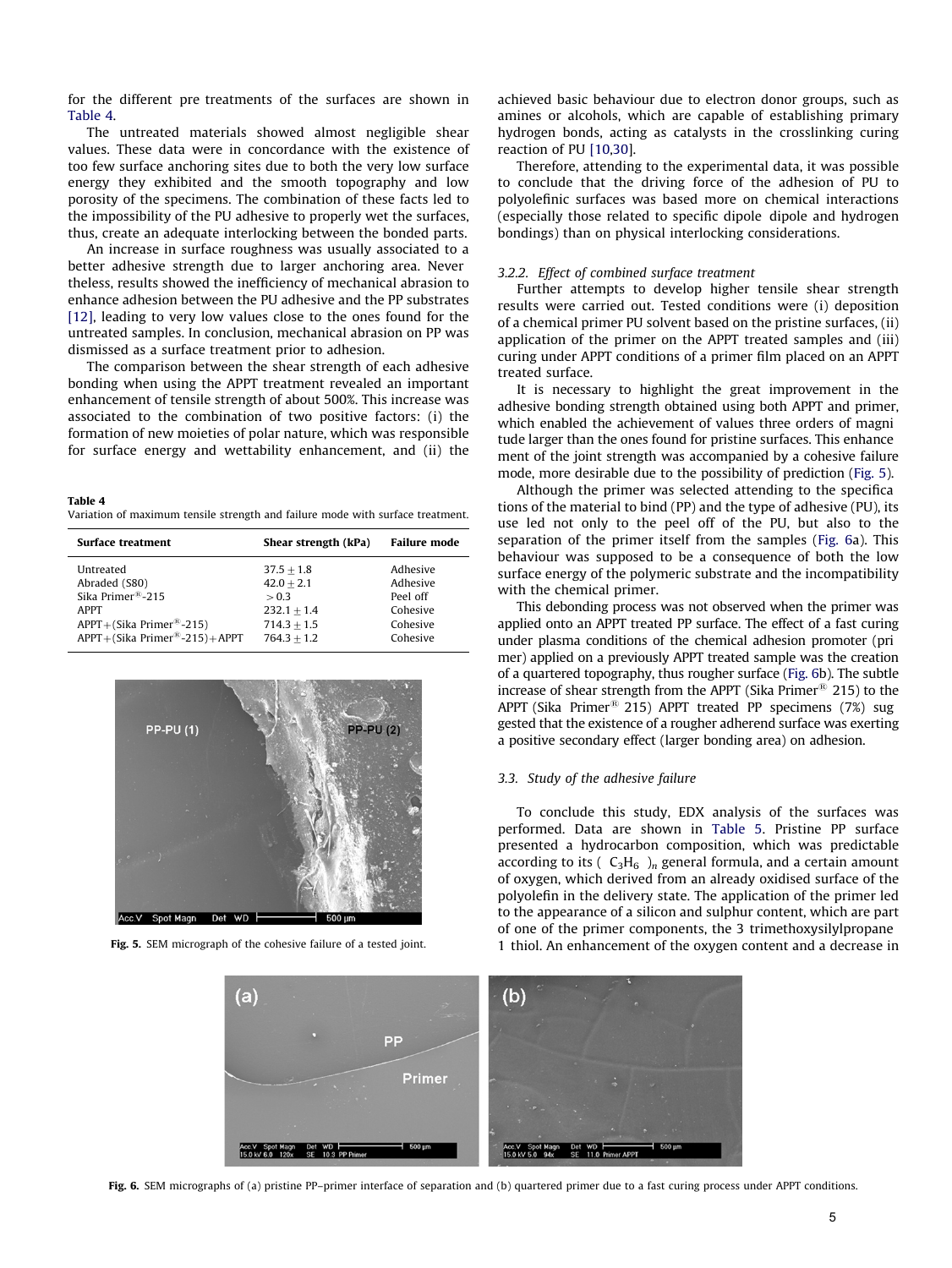for the different pre treatments of the surfaces are shown in Table 4.

The untreated materials showed almost negligible shear values. These data were in concordance with the existence of too few surface anchoring sites due to both the very low surface energy they exhibited and the smooth topography and low porosity of the specimens. The combination of these facts led to the impossibility of the PU adhesive to properly wet the surfaces, thus, create an adequate interlocking between the bonded parts.

An increase in surface roughness was usually associated to a better adhesive strength due to larger anchoring area. Nevertheless, results showed the inefficiency of mechanical abrasion to enhance adhesion between the PU adhesive and the PP substrates [12], leading to very low values close to the ones found for the untreated samples. In conclusion, mechanical abrasion on PP was dismissed as a surface treatment prior to adhesion.

The comparison between the shear strength of each adhesive bonding when using the APPT treatment revealed an important enhancement of tensile strength of about 500%. This increase was associated to the combination of two positive factors: (i) the formation of new moieties of polar nature, which was responsible for surface energy and wettability enhancement, and (ii) the

**Table 4**
Variation of maximum tensile strength and failure mode with surface treatment.

| Surface treatment | Shear strength (kPa) | Failure mode |
|---|---|---|
| Untreated | $37.5 \pm 1.8$ | Adhesive |
| Abraded (S80) | $42.0 \pm 2.1$ | Adhesive |
| Sika Primer®-215 | $>0.3$ | Peel off |
| APPT | $232.1 \pm 1.4$ | Cohesive |
| APPT+(Sika Primer®-215) | $714.3 \pm 1.5$ | Cohesive |
| APPT+(Sika Primer®-215)+APPT | $764.3 \pm 1.2$ | Cohesive |

**Fig. 5.** SEM micrograph of the cohesive failure of a tested joint.

achieved basic behaviour due to electron donor groups, such as amines or alcohols, which are capable of establishing primary hydrogen bonds, acting as catalysts in the crosslinking curing reaction of PU [10,30].

Therefore, attending to the experimental data, it was possible to conclude that the driving force of the adhesion of PU to polyolefinic surfaces was based more on chemical interactions (especially those related to specific dipole dipole and hydrogen bondings) than on physical interlocking considerations.

### 3.2.2. Effect of combined surface treatment

Further attempts to develop higher tensile shear strength results were carried out. Tested conditions were (i) deposition of a chemical primer PU solvent based on the pristine surfaces, (ii) application of the primer on the APPT treated samples and (iii) curing under APPT conditions of a primer film placed on an APPT treated surface.

It is necessary to highlight the great improvement in the adhesive bonding strength obtained using both APPT and primer, which enabled the achievement of values three orders of magnitude larger than the ones found for pristine surfaces. This enhancement of the joint strength was accompanied by a cohesive failure mode, more desirable due to the possibility of prediction (Fig. 5).

Although the primer was selected attending to the specifications of the material to bind (PP) and the type of adhesive (PU), its use led not only to the peel off of the PU, but also to the separation of the primer itself from the samples (Fig. 6a). This behaviour was supposed to be a consequence of both the low surface energy of the polymeric substrate and the incompatibility with the chemical primer.

This debonding process was not observed when the primer was applied onto an APPT treated PP surface. The effect of a fast curing under plasma conditions of the chemical adhesion promoter (primer) applied on a previously APPT treated sample was the creation of a quartered topography, thus rougher surface (Fig. 6b). The subtle increase of shear strength from the APPT (Sika Primer® 215) to the APPT (Sika Primer® 215) APPT treated PP specimens (7%) suggested that the existence of a rougher adherend surface was exerting a positive secondary effect (larger bonding area) on adhesion.

### 3.3. Study of the adhesive failure

To conclude this study, EDX analysis of the surfaces was performed. Data are shown in Table 5. Pristine PP surface presented a hydrocarbon composition, which was predictable according to its $(C_3H_6)_n$ general formula, and a certain amount of oxygen, which derived from an already oxidised surface of the polyolefin in the delivery state. The application of the primer led to the appearance of a silicon and sulphur content, which are part of one of the primer components, the 3 trimethoxysilylpropane 1 thiol. An enhancement of the oxygen content and a decrease in

**Fig. 6.** SEM micrographs of (a) pristine PP–primer interface of separation and (b) quartered primer due to a fast curing process under APPT conditions.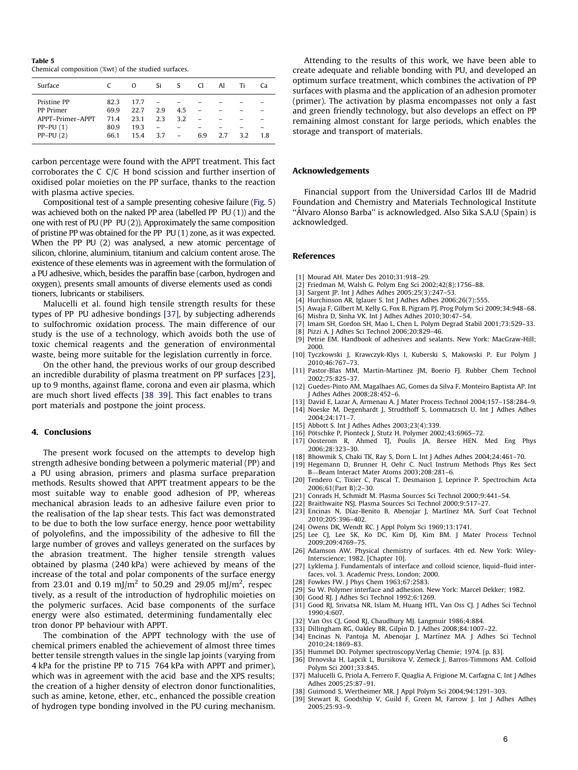**Table 5**
Chemical composition (%wt) of the studied surfaces.

| Surface | C | O | Si | S | Cl | Al | Ti | Ca |
|---|---|---|---|---|---|---|---|---|
| Pristine PP | 82.3 | 17.7 | – | – | – | – | – | – |
| PP Primer | 69.9 | 22.7 | 2.9 | 4.5 | – | – | – | – |
| APPT–Primer–APPT | 71.4 | 23.1 | 2.3 | 3.2 | – | – | – | – |
| PP–PU (1) | 80.9 | 19.3 | – | – | – | – | – | – |
| PP–PU (2) | 66.1 | 15.4 | 3.7 | – | 6.9 | 2.7 | 3.2 | 1.8 |

carbon percentage were found with the APPT treatment. This fact corroborates the C C/C H bond scission and further insertion of oxidised polar moieties on the PP surface, thanks to the reaction with plasma active species.

Compositional test of a sample presenting cohesive failure (Fig. 5) was achieved both on the naked PP area (labelled PP PU (1)) and the one with rest of PU (PP PU (2)). Approximately the same composition of pristine PP was obtained for the PP PU (1) zone, as it was expected. When the PP PU (2) was analysed, a new atomic percentage of silicon, chlorine, aluminium, titanium and calcium content arose. The existence of these elements was in agreement with the formulation of a PU adhesive, which, besides the paraffin base (carbon, hydrogen and oxygen), presents small amounts of diverse elements used as conditioners, lubricants or stabilisers.

Malucelli et al. found high tensile strength results for these types of PP PU adhesive bondings [37], by subjecting adherends to sulfochromic oxidation process. The main difference of our study is the use of a technology, which avoids both the use of toxic chemical reagents and the generation of environmental waste, being more suitable for the legislation currently in force.

On the other hand, the previous works of our group described an incredible durability of plasma treatment on PP surfaces [23], up to 9 months, against flame, corona and even air plasma, which are much short lived effects [38 39]. This fact enables to transport materials and postpone the joint process.

## 4. Conclusions

The present work focused on the attempts to develop high strength adhesive bonding between a polymeric material (PP) and a PU using abrasion, primers and plasma surface preparation methods. Results showed that APPT treatment appears to be the most suitable way to enable good adhesion of PP, whereas mechanical abrasion leads to an adhesive failure even prior to the realisation of the lap shear tests. This fact was demonstrated to be due to both the low surface energy, hence poor wettability of polyolefins, and the impossibility of the adhesive to fill the large number of groves and valleys generated on the surfaces by the abrasion treatment. The higher tensile strength values obtained by plasma (240 kPa) were achieved by means of the increase of the total and polar components of the surface energy from 23.01 and 0.19 mJ/m$^2$ to 50.29 and 29.05 mJ/m$^2$, respectively, as a result of the introduction of hydrophilic moieties on the polymeric surfaces. Acid base components of the surface energy were also estimated, determining fundamentally electron donor PP behaviour with APPT.

The combination of the APPT technology with the use of chemical primers enabled the achievement of almost three times better tensile strength values in the single lap joints (varying from 4 kPa for the pristine PP to 715 764 kPa with APPT and primer), which was in agreement with the acid base and the XPS results; the creation of a higher density of electron donor functionalities, such as amine, ketone, ether, etc., enhanced the possible creation of hydrogen type bonding involved in the PU curing mechanism.

Attending to the results of this work, we have been able to create adequate and reliable bonding with PU, and developed an optimum surface treatment, which combines the activation of PP surfaces with plasma and the application of an adhesion promoter (primer). The activation by plasma encompasses not only a fast and green friendly technology, but also develops an effect on PP remaining almost constant for large periods, which enables the storage and transport of materials.

## Acknowledgements

Financial support from the Universidad Carlos III de Madrid Foundation and Chemistry and Materials Technological Institute "Álvaro Alonso Barba" is acknowledged. Also Sika S.A.U (Spain) is acknowledged.

## References

[1] Mourad AH. Mater Des 2010;31:918–29.
[2] Friedman M, Walsh G. Polym Eng Sci 2002;42(8):1756–88.
[3] Sargent JP. Int J Adhes Adhes 2005;25(3):247–53.
[4] Hurchinson AR, Iglauer S. Int J Adhes Adhes 2006;26(7):555.
[5] Awaja F, Gilbert M, Kelly G, Fox B, Pigram PJ. Prog Polym Sci 2009;34:948–68.
[6] Mishra D, Sinha VK. Int J Adhes Adhes 2010;30:47–54.
[7] Imam SH, Gordon SH, Mao L, Chen L. Polym Degrad Stabil 2001;73:529–33.
[8] Pizzi A. J Adhes Sci Technol 2006;20:829–46.
[9] Petrie EM. Handbook of adhesives and sealants. New York: MacGraw-Hill; 2000.
[10] Tyczkowski J, Krawczyk-Klys I, Kuberski S, Makowski P. Eur Polym J 2010;46:767–73.
[11] Pastor-Blas MM, Martin-Martinez JM, Boerio FJ. Rubber Chem Technol 2002;75:825–37.
[12] Guedes-Pinto AM, Magalhaes AG, Gomes da Silva F, Monteiro Baptista AP. Int J Adhes Adhes 2008;28:452–6.
[13] David E, Lazar A, Armenau A. J Mater Process Technol 2004;157–158:284–9.
[14] Noeske M, Degenhardt J, Strudthoff S, Lommatzsch U. Int J Adhes Adhes 2004;24:171–7.
[15] Abbott S. Int J Adhes Adhes 2003;23(4):339.
[16] Pötschke P, Pionteck J, Stutz H. Polymer 2002;43:6965–72.
[17] Oosterom R, Ahmed TJ, Poulis JA, Bersee HEN. Med Eng Phys 2006;28:323–30.
[18] Bhowmik S, Chaki TK, Ray S, Dorn L. Int J Adhes Adhes 2004;24:461–70.
[19] Hegemann D, Brunner H, Oehr C. Nucl Instrum Methods Phys Res Sect B—Beam Interact Mater Atoms 2003;208:281–6.
[20] Tendero C, Tixier C, Pascal T, Desmaison J, Leprince P. Spectrochim Acta 2006;61(Part B):2–30.
[21] Conrads H, Schmidt M. Plasma Sources Sci Technol 2000;9:441–54.
[22] Braithwaite NSJ. Plasma Sources Sci Technol 2000;9:517–27.
[23] Encinas N, Díaz-Benito B, Abenojar J, Martínez MA. Surf Coat Technol 2010;205:396–402.
[24] Owens DK, Wendt RC. J Appl Polym Sci 1969;13:1741.
[25] Lee CJ, Lee SK, Ko DC, Kim DJ, Kim BM. J Mater Process Technol 2009;209:4769–75.
[26] Adamson AW. Physical chemistry of surfaces. 4th ed. New York: Wiley-Interscience; 1982. [Chapter 10].
[27] Lyklema J. Fundamentals of interface and colloid science, liquid–fluid interfaces, vol. 3. Academic Press, London; 2000.
[28] Fowkes FW. J Phys Chem 1963;67:2583.
[29] Su W. Polymer interface and adhesion. New York: Marcel Dekker; 1982.
[30] Good RJ. J Adhes Sci Technol 1992;6:1269.
[31] Good RJ, Srivatsa NR, Islam M, Huang HTL, Van Oss CJ. J Adhes Sci Technol 1990;4:607.
[32] Van Oss CJ, Good RJ, Chaudhury MJ. Langmuir 1986;4:884.
[33] Dillingham RG, Oakley BR, Gilpin D. J Adhes 2008;84:1007–22.
[34] Encinas N, Pantoja M, Abenojar J, Martínez MA. J Adhes Sci Technol 2010;24:1869–83.
[35] Hummel DO. Polymer spectroscopy.Verlag Chemie; 1974. [p. 83].
[36] Drnovska H, Lapcik L, Bursikova V, Zemeck J, Barros-Timmons AM. Colloid Polym Sci 2001;33:845.
[37] Malucelli G, Priola A, Ferrero F, Quaglia A, Frigione M, Carfagna C. Int J Adhes Adhes 2005;25:87–91.
[38] Guimond S, Wertheimer MR. J Appl Polym Sci 2004;94:1291–303.
[39] Stewart R, Goodship V, Guild F, Green M, Farrow J. Int J Adhes Adhes 2005;25:93–9.